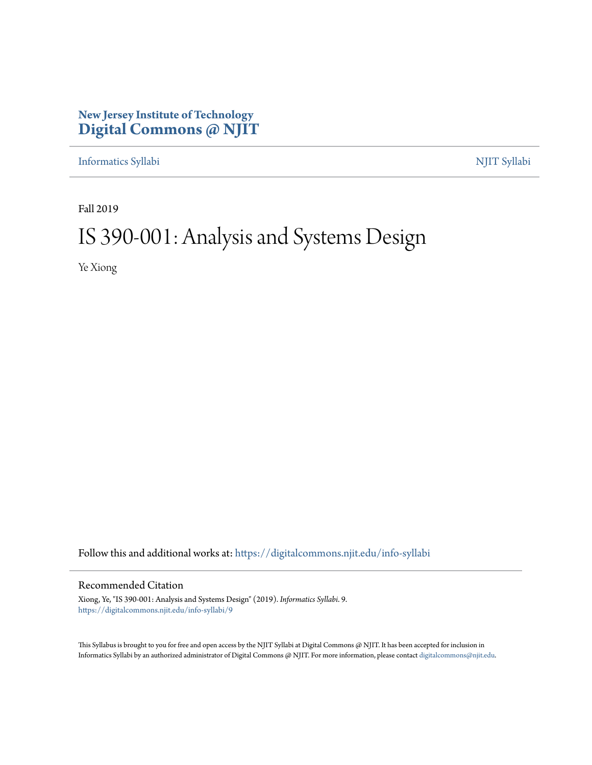**New Jersey Institute of Technology**
**Digital Commons @ NJIT**

Informatics Syllabi | NJIT Syllabi

---

Fall 2019

# IS 390-001: Analysis and Systems Design

Ye Xiong

Follow this and additional works at: https://digitalcommons.njit.edu/info-syllabi

## Recommended Citation

Xiong, Ye, "IS 390-001: Analysis and Systems Design" (2019). *Informatics Syllabi*. 9.
https://digitalcommons.njit.edu/info-syllabi/9

This Syllabus is brought to you for free and open access by the NJIT Syllabi at Digital Commons @ NJIT. It has been accepted for inclusion in Informatics Syllabi by an authorized administrator of Digital Commons @ NJIT. For more information, please contact digitalcommons@njit.edu.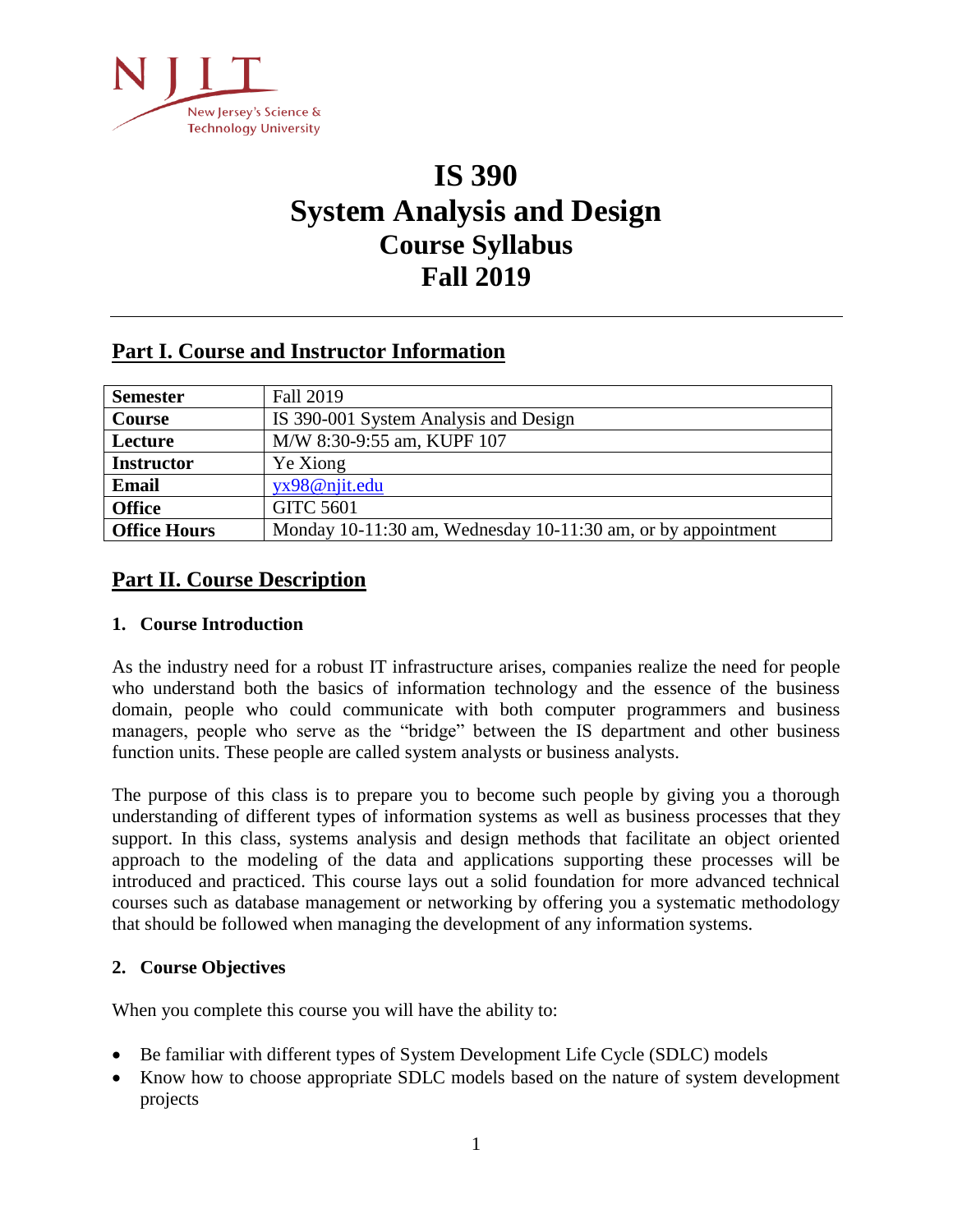# IS 390
# System Analysis and Design
## Course Syllabus
## Fall 2019

---

## Part I. Course and Instructor Information

| | |
|---|---|
| **Semester** | Fall 2019 |
| **Course** | IS 390-001 System Analysis and Design |
| **Lecture** | M/W 8:30-9:55 am, KUPF 107 |
| **Instructor** | Ye Xiong |
| **Email** | yx98@njit.edu |
| **Office** | GITC 5601 |
| **Office Hours** | Monday 10-11:30 am, Wednesday 10-11:30 am, or by appointment |

## Part II. Course Description

### 1. Course Introduction

As the industry need for a robust IT infrastructure arises, companies realize the need for people who understand both the basics of information technology and the essence of the business domain, people who could communicate with both computer programmers and business managers, people who serve as the "bridge" between the IS department and other business function units. These people are called system analysts or business analysts.

The purpose of this class is to prepare you to become such people by giving you a thorough understanding of different types of information systems as well as business processes that they support. In this class, systems analysis and design methods that facilitate an object oriented approach to the modeling of the data and applications supporting these processes will be introduced and practiced. This course lays out a solid foundation for more advanced technical courses such as database management or networking by offering you a systematic methodology that should be followed when managing the development of any information systems.

### 2. Course Objectives

When you complete this course you will have the ability to:

- Be familiar with different types of System Development Life Cycle (SDLC) models
- Know how to choose appropriate SDLC models based on the nature of system development projects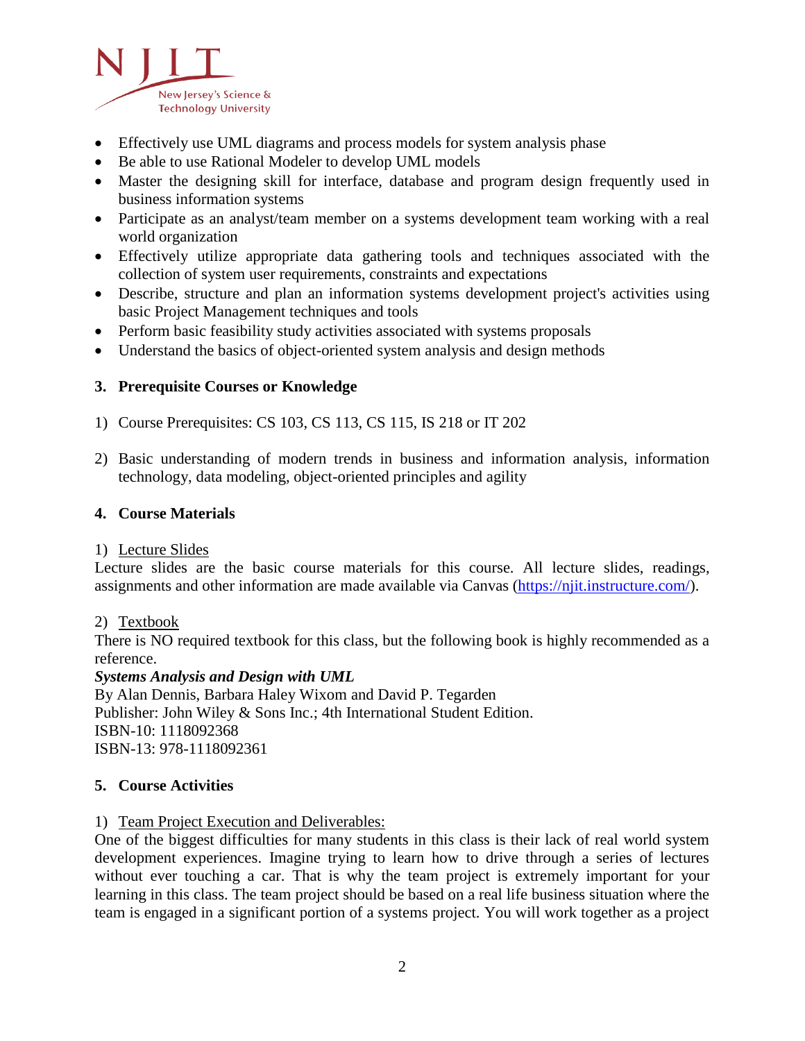- Effectively use UML diagrams and process models for system analysis phase
- Be able to use Rational Modeler to develop UML models
- Master the designing skill for interface, database and program design frequently used in business information systems
- Participate as an analyst/team member on a systems development team working with a real world organization
- Effectively utilize appropriate data gathering tools and techniques associated with the collection of system user requirements, constraints and expectations
- Describe, structure and plan an information systems development project's activities using basic Project Management techniques and tools
- Perform basic feasibility study activities associated with systems proposals
- Understand the basics of object-oriented system analysis and design methods

## 3. Prerequisite Courses or Knowledge

1) Course Prerequisites: CS 103, CS 113, CS 115, IS 218 or IT 202

2) Basic understanding of modern trends in business and information analysis, information technology, data modeling, object-oriented principles and agility

## 4. Course Materials

1) Lecture Slides

Lecture slides are the basic course materials for this course. All lecture slides, readings, assignments and other information are made available via Canvas (https://njit.instructure.com/).

2) Textbook

There is NO required textbook for this class, but the following book is highly recommended as a reference.

***Systems Analysis and Design with UML***
By Alan Dennis, Barbara Haley Wixom and David P. Tegarden
Publisher: John Wiley & Sons Inc.; 4th International Student Edition.
ISBN-10: 1118092368
ISBN-13: 978-1118092361

## 5. Course Activities

1) Team Project Execution and Deliverables:

One of the biggest difficulties for many students in this class is their lack of real world system development experiences. Imagine trying to learn how to drive through a series of lectures without ever touching a car. That is why the team project is extremely important for your learning in this class. The team project should be based on a real life business situation where the team is engaged in a significant portion of a systems project. You will work together as a project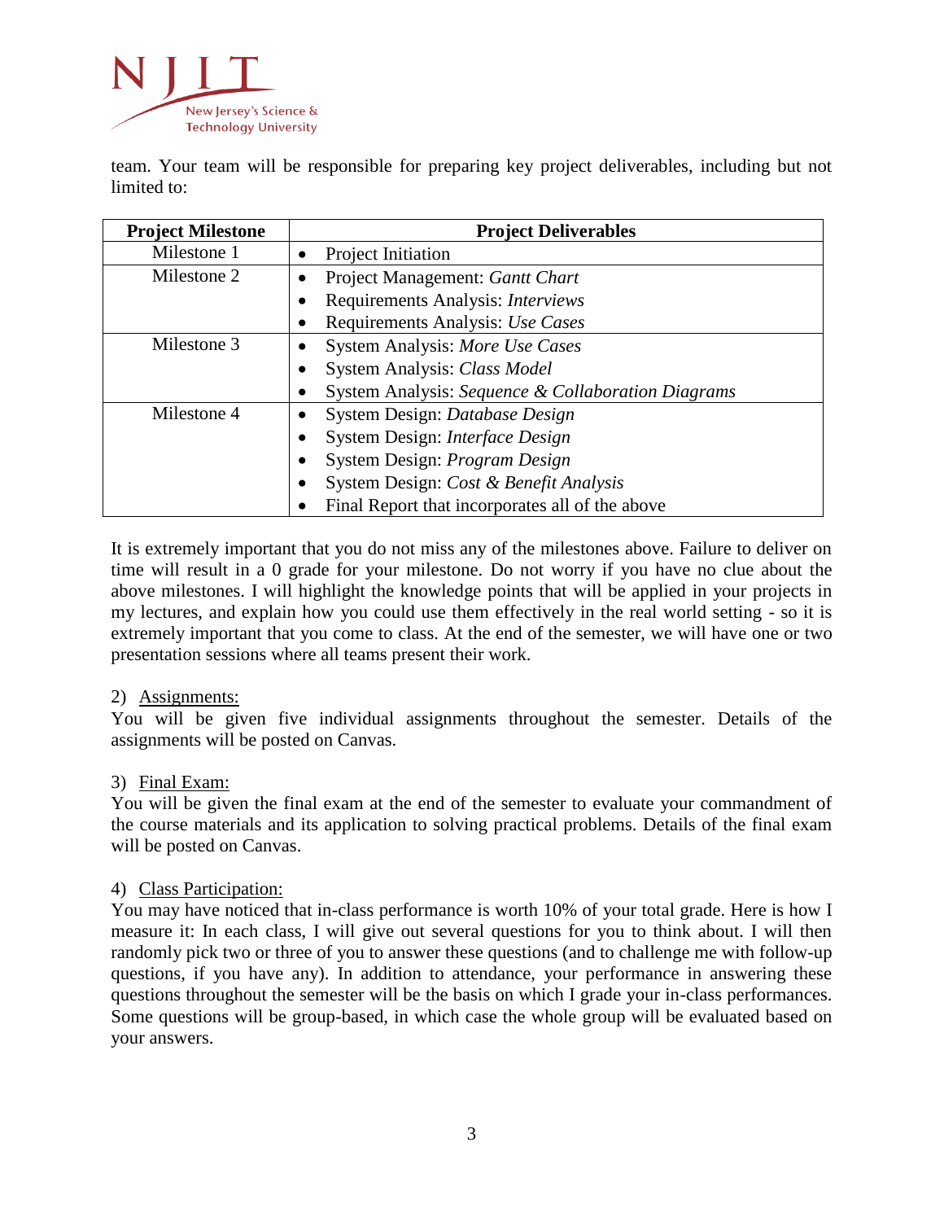team. Your team will be responsible for preparing key project deliverables, including but not limited to:

| Project Milestone | Project Deliverables |
| --- | --- |
| Milestone 1 | • Project Initiation |
| Milestone 2 | • Project Management: *Gantt Chart*<br>• Requirements Analysis: *Interviews*<br>• Requirements Analysis: *Use Cases* |
| Milestone 3 | • System Analysis: *More Use Cases*<br>• System Analysis: *Class Model*<br>• System Analysis: *Sequence & Collaboration Diagrams* |
| Milestone 4 | • System Design: *Database Design*<br>• System Design: *Interface Design*<br>• System Design: *Program Design*<br>• System Design: *Cost & Benefit Analysis*<br>• Final Report that incorporates all of the above |

It is extremely important that you do not miss any of the milestones above. Failure to deliver on time will result in a 0 grade for your milestone. Do not worry if you have no clue about the above milestones. I will highlight the knowledge points that will be applied in your projects in my lectures, and explain how you could use them effectively in the real world setting - so it is extremely important that you come to class. At the end of the semester, we will have one or two presentation sessions where all teams present their work.

2) Assignments:

You will be given five individual assignments throughout the semester. Details of the assignments will be posted on Canvas.

3) Final Exam:

You will be given the final exam at the end of the semester to evaluate your commandment of the course materials and its application to solving practical problems. Details of the final exam will be posted on Canvas.

4) Class Participation:

You may have noticed that in-class performance is worth 10% of your total grade. Here is how I measure it: In each class, I will give out several questions for you to think about. I will then randomly pick two or three of you to answer these questions (and to challenge me with follow-up questions, if you have any). In addition to attendance, your performance in answering these questions throughout the semester will be the basis on which I grade your in-class performances. Some questions will be group-based, in which case the whole group will be evaluated based on your answers.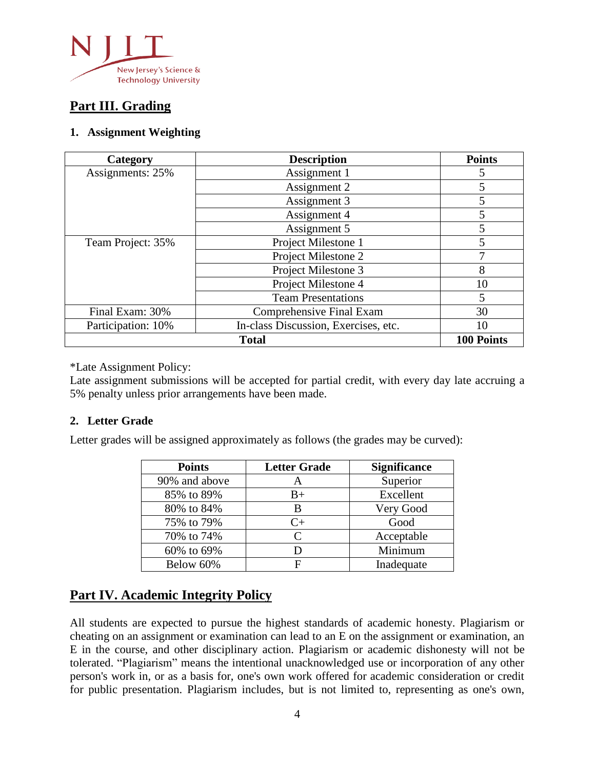## Part III. Grading

### 1. Assignment Weighting

| Category | Description | Points |
|---|---|---|
| Assignments: 25% | Assignment 1 | 5 |
| | Assignment 2 | 5 |
| | Assignment 3 | 5 |
| | Assignment 4 | 5 |
| | Assignment 5 | 5 |
| Team Project: 35% | Project Milestone 1 | 5 |
| | Project Milestone 2 | 7 |
| | Project Milestone 3 | 8 |
| | Project Milestone 4 | 10 |
| | Team Presentations | 5 |
| Final Exam: 30% | Comprehensive Final Exam | 30 |
| Participation: 10% | In-class Discussion, Exercises, etc. | 10 |
| **Total** | | **100 Points** |

*Late Assignment Policy:
Late assignment submissions will be accepted for partial credit, with every day late accruing a 5% penalty unless prior arrangements have been made.

### 2. Letter Grade

Letter grades will be assigned approximately as follows (the grades may be curved):

| Points | Letter Grade | Significance |
|---|---|---|
| 90% and above | A | Superior |
| 85% to 89% | B+ | Excellent |
| 80% to 84% | B | Very Good |
| 75% to 79% | C+ | Good |
| 70% to 74% | C | Acceptable |
| 60% to 69% | D | Minimum |
| Below 60% | F | Inadequate |

## Part IV. Academic Integrity Policy

All students are expected to pursue the highest standards of academic honesty. Plagiarism or cheating on an assignment or examination can lead to an E on the assignment or examination, an E in the course, and other disciplinary action. Plagiarism or academic dishonesty will not be tolerated. "Plagiarism" means the intentional unacknowledged use or incorporation of any other person's work in, or as a basis for, one's own work offered for academic consideration or credit for public presentation. Plagiarism includes, but is not limited to, representing as one's own,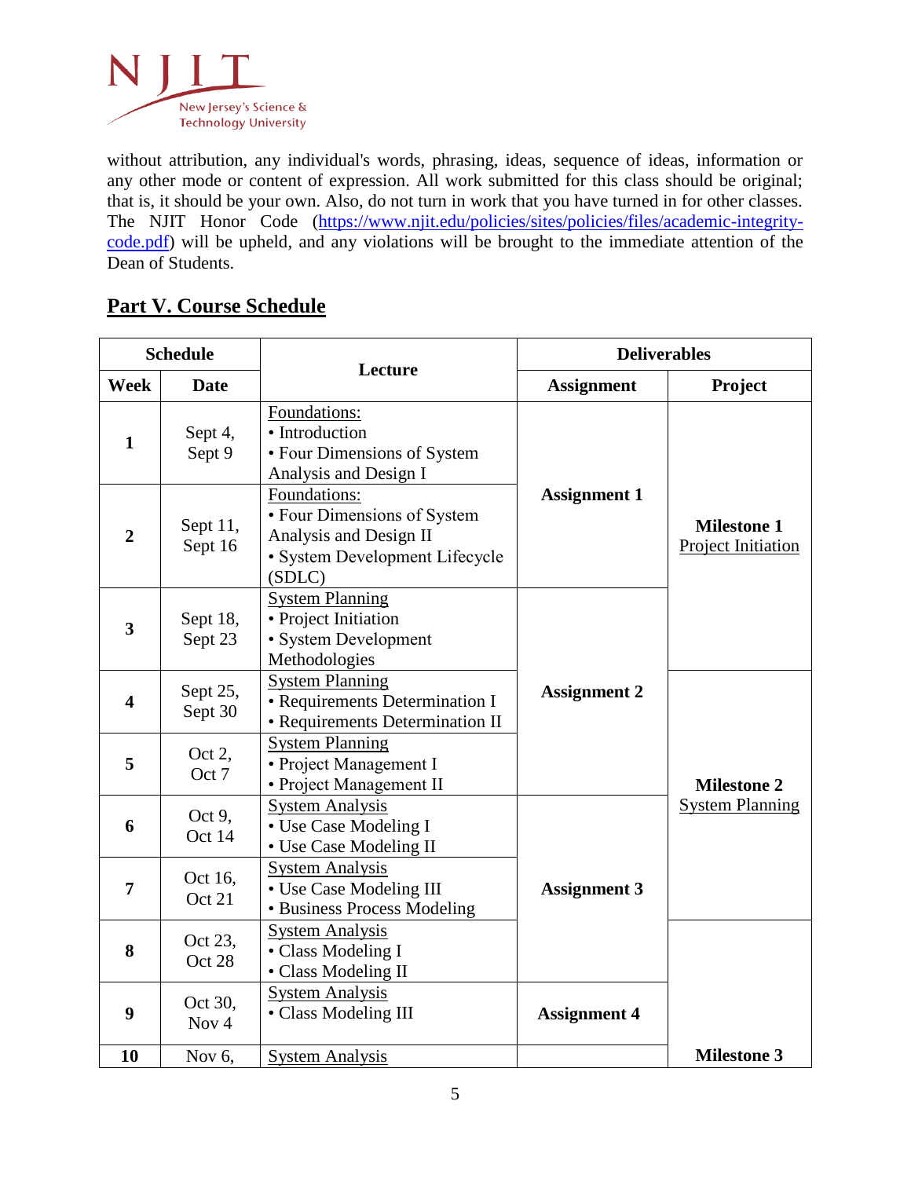without attribution, any individual's words, phrasing, ideas, sequence of ideas, information or any other mode or content of expression. All work submitted for this class should be original; that is, it should be your own. Also, do not turn in work that you have turned in for other classes. The NJIT Honor Code (https://www.njit.edu/policies/sites/policies/files/academic-integrity-code.pdf) will be upheld, and any violations will be brought to the immediate attention of the Dean of Students.

## Part V. Course Schedule

| Schedule | | Lecture | Deliverables | |
|---|---|---|---|---|
| **Week** | **Date** | | **Assignment** | **Project** |
| **1** | Sept 4, Sept 9 | Foundations: • Introduction • Four Dimensions of System Analysis and Design I | **Assignment 1** | **Milestone 1** Project Initiation |
| **2** | Sept 11, Sept 16 | Foundations: • Four Dimensions of System Analysis and Design II • System Development Lifecycle (SDLC) | | |
| **3** | Sept 18, Sept 23 | System Planning • Project Initiation • System Development Methodologies | **Assignment 2** | |
| **4** | Sept 25, Sept 30 | System Planning • Requirements Determination I • Requirements Determination II | | **Milestone 2** System Planning |
| **5** | Oct 2, Oct 7 | System Planning • Project Management I • Project Management II | | |
| **6** | Oct 9, Oct 14 | System Analysis • Use Case Modeling I • Use Case Modeling II | **Assignment 3** | |
| **7** | Oct 16, Oct 21 | System Analysis • Use Case Modeling III • Business Process Modeling | | |
| **8** | Oct 23, Oct 28 | System Analysis • Class Modeling I • Class Modeling II | | **Milestone 3** |
| **9** | Oct 30, Nov 4 | System Analysis • Class Modeling III | **Assignment 4** | |
| **10** | Nov 6, | System Analysis | | |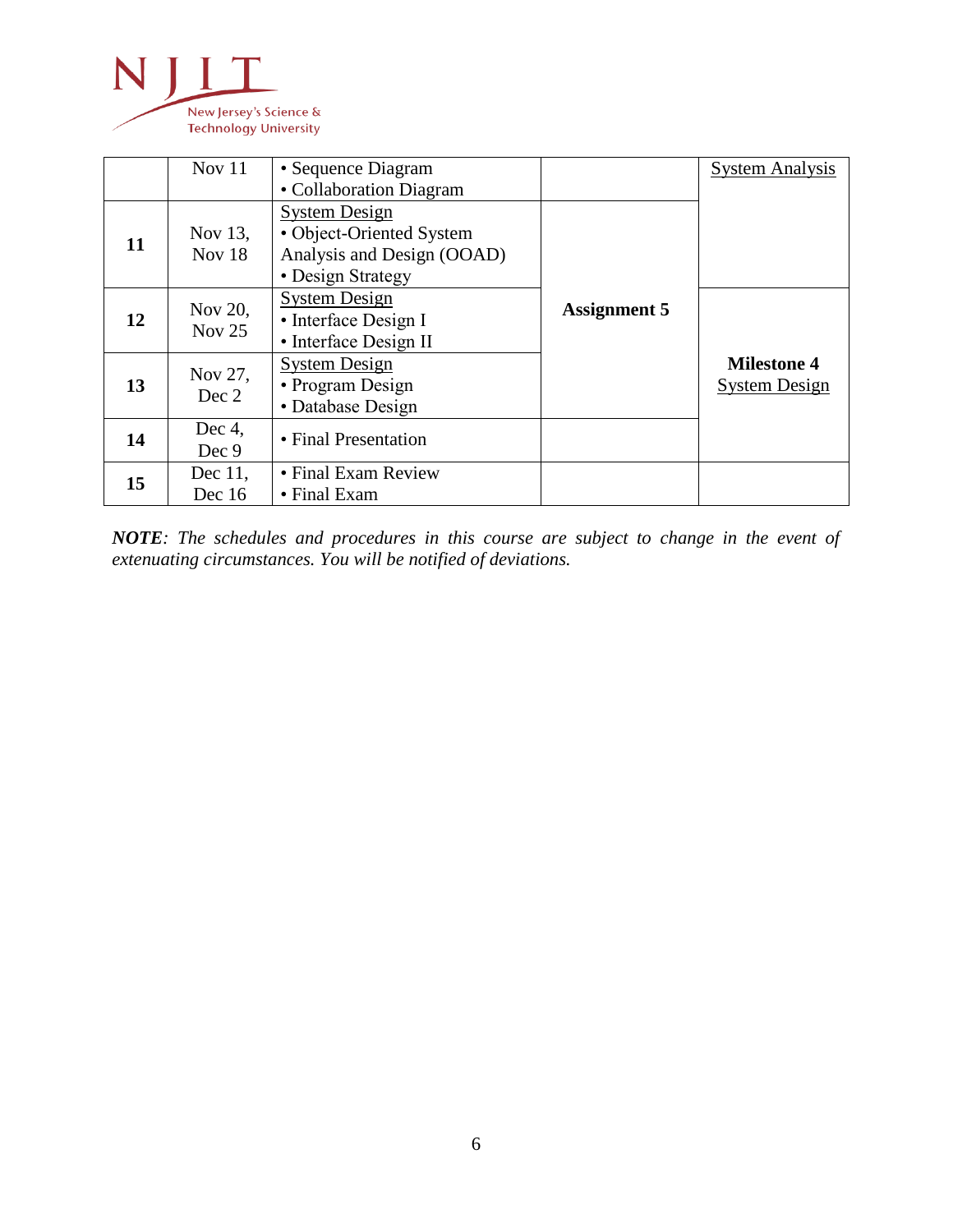| | | | | |
|---|---|---|---|---|
| | Nov 11 | • Sequence Diagram<br>• Collaboration Diagram | | System Analysis |
| **11** | Nov 13,<br>Nov 18 | System Design<br>• Object-Oriented System Analysis and Design (OOAD)<br>• Design Strategy | | |
| **12** | Nov 20,<br>Nov 25 | System Design<br>• Interface Design I<br>• Interface Design II | **Assignment 5** | **Milestone 4**<br>System Design |
| **13** | Nov 27,<br>Dec 2 | System Design<br>• Program Design<br>• Database Design | | |
| **14** | Dec 4,<br>Dec 9 | • Final Presentation | | |
| **15** | Dec 11,<br>Dec 16 | • Final Exam Review<br>• Final Exam | | |

***NOTE**: The schedules and procedures in this course are subject to change in the event of extenuating circumstances. You will be notified of deviations.*